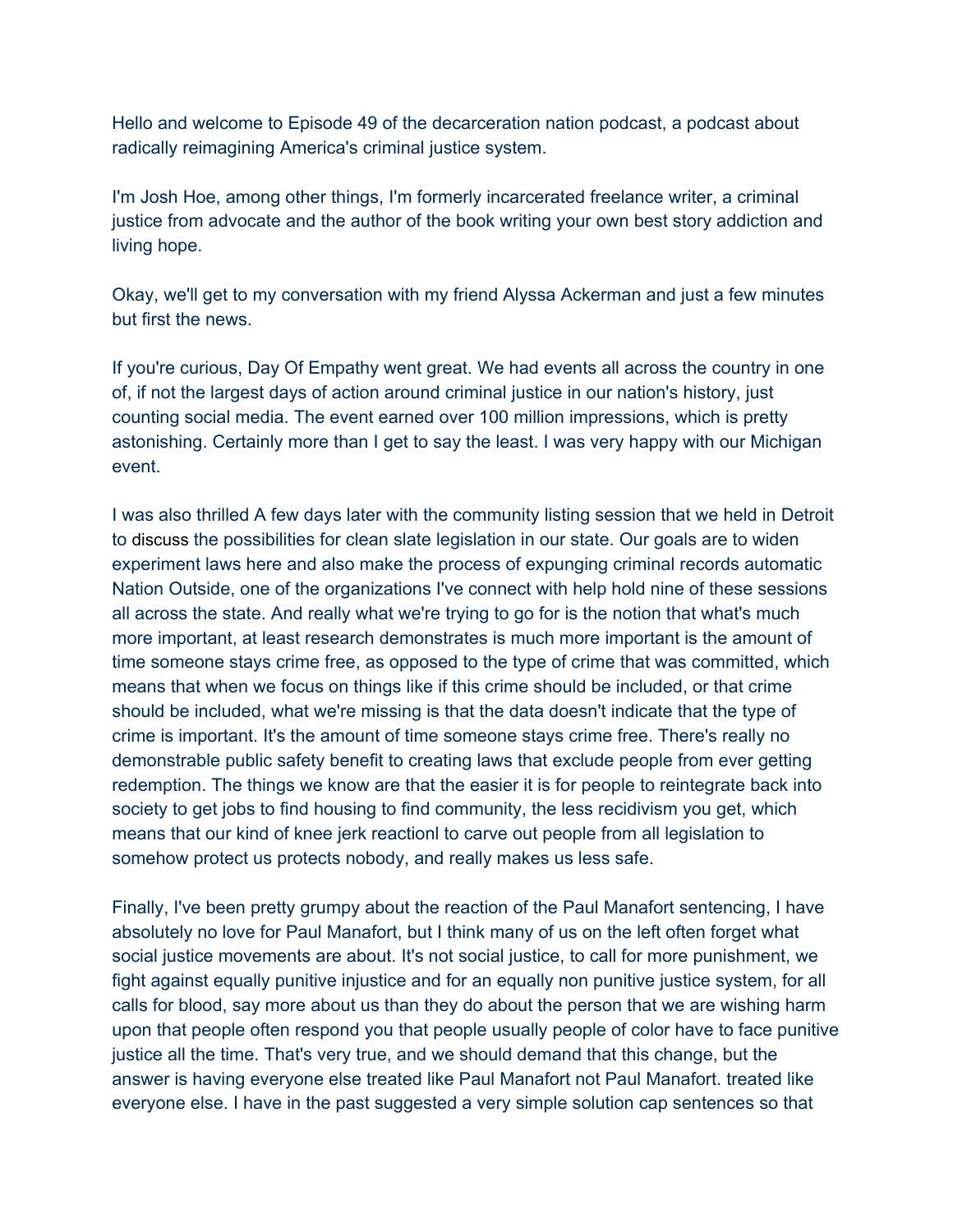Hello and welcome to Episode 49 of the decarceration nation podcast, a podcast about radically reimagining America's criminal justice system.

I'm Josh Hoe, among other things, I'm formerly incarcerated freelance writer, a criminal justice from advocate and the author of the book writing your own best story addiction and living hope.

Okay, we'll get to my conversation with my friend Alyssa Ackerman and just a few minutes but first the news.

If you're curious, Day Of Empathy went great. We had events all across the country in one of, if not the largest days of action around criminal justice in our nation's history, just counting social media. The event earned over 100 million impressions, which is pretty astonishing. Certainly more than I get to say the least. I was very happy with our Michigan event.

I was also thrilled A few days later with the community listing session that we held in Detroit to discuss the possibilities for clean slate legislation in our state. Our goals are to widen experiment laws here and also make the process of expunging criminal records automatic Nation Outside, one of the organizations I've connect with help hold nine of these sessions all across the state. And really what we're trying to go for is the notion that what's much more important, at least research demonstrates is much more important is the amount of time someone stays crime free, as opposed to the type of crime that was committed, which means that when we focus on things like if this crime should be included, or that crime should be included, what we're missing is that the data doesn't indicate that the type of crime is important. It's the amount of time someone stays crime free. There's really no demonstrable public safety benefit to creating laws that exclude people from ever getting redemption. The things we know are that the easier it is for people to reintegrate back into society to get jobs to find housing to find community, the less recidivism you get, which means that our kind of knee jerk reactionl to carve out people from all legislation to somehow protect us protects nobody, and really makes us less safe.

Finally, I've been pretty grumpy about the reaction of the Paul Manafort sentencing, I have absolutely no love for Paul Manafort, but I think many of us on the left often forget what social justice movements are about. It's not social justice, to call for more punishment, we fight against equally punitive injustice and for an equally non punitive justice system, for all calls for blood, say more about us than they do about the person that we are wishing harm upon that people often respond you that people usually people of color have to face punitive justice all the time. That's very true, and we should demand that this change, but the answer is having everyone else treated like Paul Manafort not Paul Manafort. treated like everyone else. I have in the past suggested a very simple solution cap sentences so that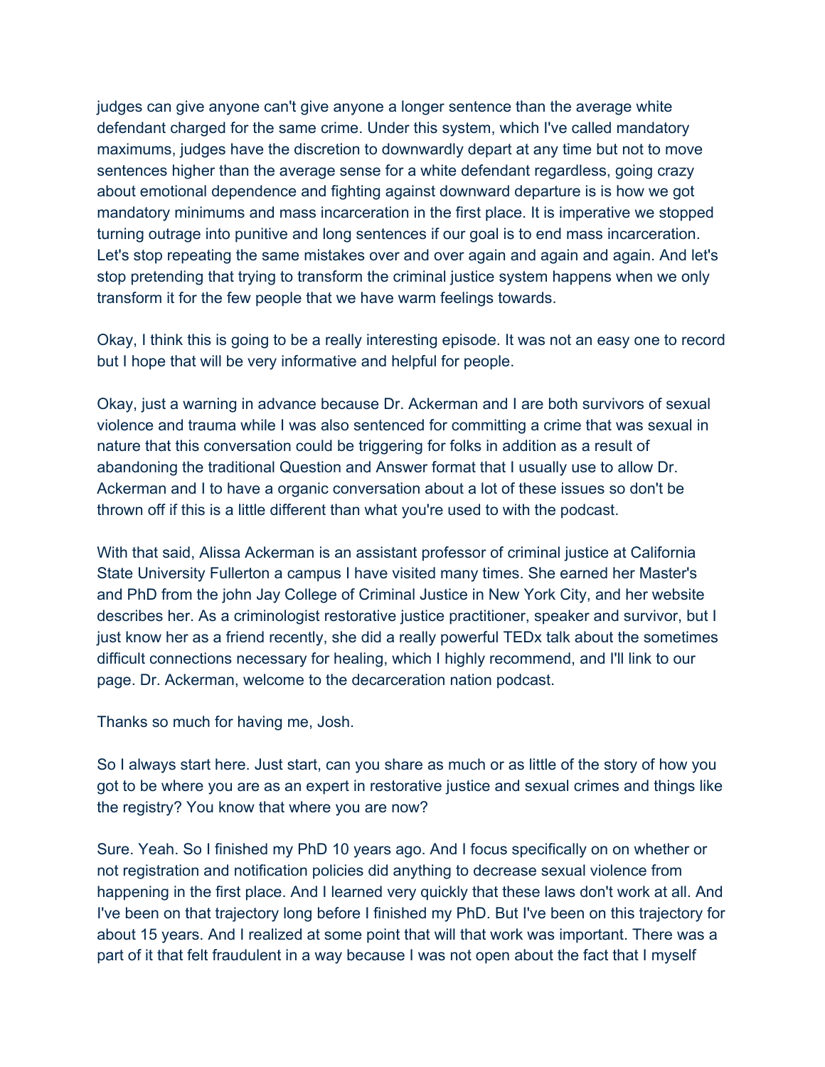judges can give anyone can't give anyone a longer sentence than the average white defendant charged for the same crime. Under this system, which I've called mandatory maximums, judges have the discretion to downwardly depart at any time but not to move sentences higher than the average sense for a white defendant regardless, going crazy about emotional dependence and fighting against downward departure is is how we got mandatory minimums and mass incarceration in the first place. It is imperative we stopped turning outrage into punitive and long sentences if our goal is to end mass incarceration. Let's stop repeating the same mistakes over and over again and again and again. And let's stop pretending that trying to transform the criminal justice system happens when we only transform it for the few people that we have warm feelings towards.

Okay, I think this is going to be a really interesting episode. It was not an easy one to record but I hope that will be very informative and helpful for people.

Okay, just a warning in advance because Dr. Ackerman and I are both survivors of sexual violence and trauma while I was also sentenced for committing a crime that was sexual in nature that this conversation could be triggering for folks in addition as a result of abandoning the traditional Question and Answer format that I usually use to allow Dr. Ackerman and I to have a organic conversation about a lot of these issues so don't be thrown off if this is a little different than what you're used to with the podcast.

With that said, Alissa Ackerman is an assistant professor of criminal justice at California State University Fullerton a campus I have visited many times. She earned her Master's and PhD from the john Jay College of Criminal Justice in New York City, and her website describes her. As a criminologist restorative justice practitioner, speaker and survivor, but I just know her as a friend recently, she did a really powerful TEDx talk about the sometimes difficult connections necessary for healing, which I highly recommend, and I'll link to our page. Dr. Ackerman, welcome to the decarceration nation podcast.

Thanks so much for having me, Josh.

So I always start here. Just start, can you share as much or as little of the story of how you got to be where you are as an expert in restorative justice and sexual crimes and things like the registry? You know that where you are now?

Sure. Yeah. So I finished my PhD 10 years ago. And I focus specifically on on whether or not registration and notification policies did anything to decrease sexual violence from happening in the first place. And I learned very quickly that these laws don't work at all. And I've been on that trajectory long before I finished my PhD. But I've been on this trajectory for about 15 years. And I realized at some point that will that work was important. There was a part of it that felt fraudulent in a way because I was not open about the fact that I myself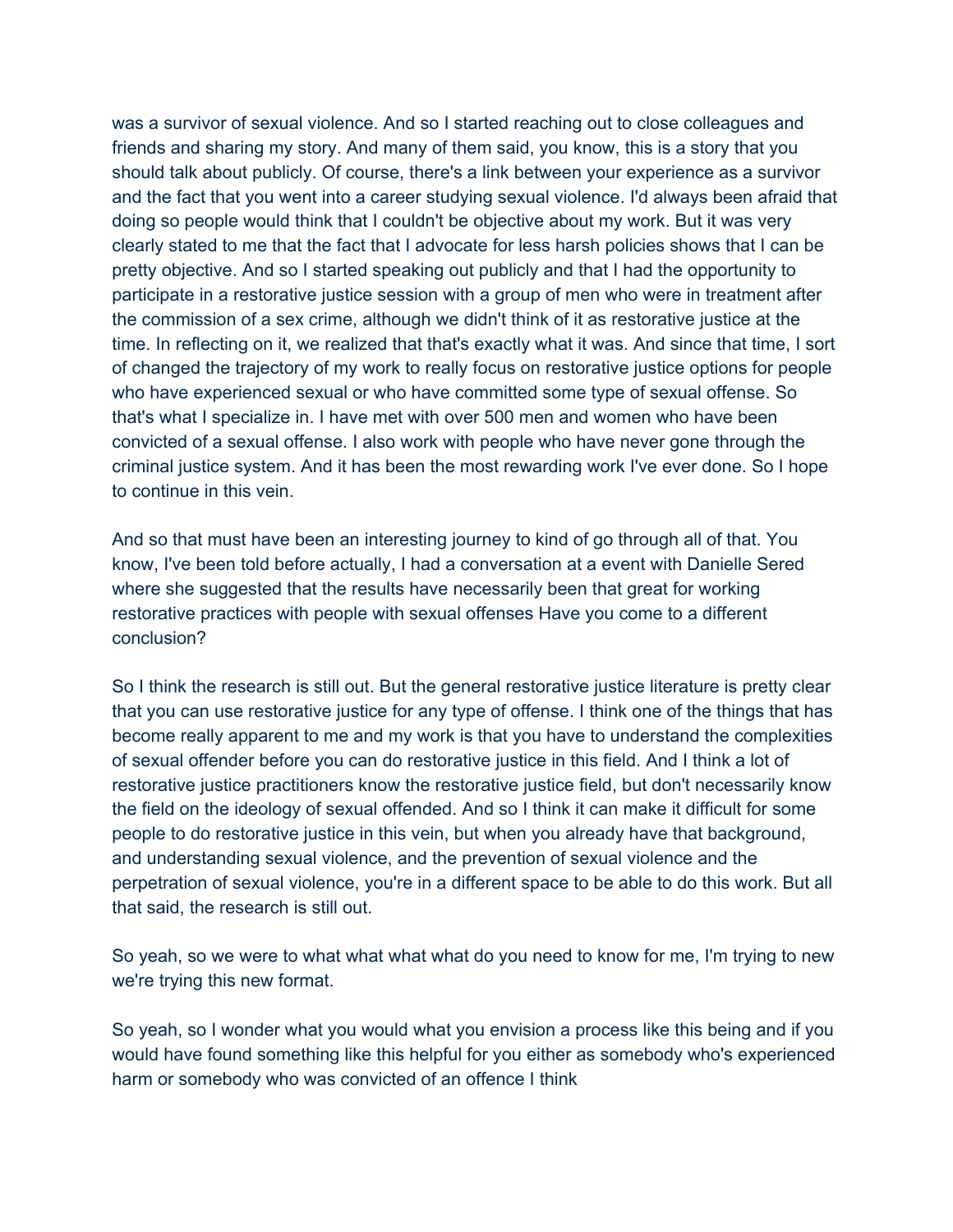was a survivor of sexual violence. And so I started reaching out to close colleagues and friends and sharing my story. And many of them said, you know, this is a story that you should talk about publicly. Of course, there's a link between your experience as a survivor and the fact that you went into a career studying sexual violence. I'd always been afraid that doing so people would think that I couldn't be objective about my work. But it was very clearly stated to me that the fact that I advocate for less harsh policies shows that I can be pretty objective. And so I started speaking out publicly and that I had the opportunity to participate in a restorative justice session with a group of men who were in treatment after the commission of a sex crime, although we didn't think of it as restorative justice at the time. In reflecting on it, we realized that that's exactly what it was. And since that time, I sort of changed the trajectory of my work to really focus on restorative justice options for people who have experienced sexual or who have committed some type of sexual offense. So that's what I specialize in. I have met with over 500 men and women who have been convicted of a sexual offense. I also work with people who have never gone through the criminal justice system. And it has been the most rewarding work I've ever done. So I hope to continue in this vein.

And so that must have been an interesting journey to kind of go through all of that. You know, I've been told before actually, I had a conversation at a event with Danielle Sered where she suggested that the results have necessarily been that great for working restorative practices with people with sexual offenses Have you come to a different conclusion?

So I think the research is still out. But the general restorative justice literature is pretty clear that you can use restorative justice for any type of offense. I think one of the things that has become really apparent to me and my work is that you have to understand the complexities of sexual offender before you can do restorative justice in this field. And I think a lot of restorative justice practitioners know the restorative justice field, but don't necessarily know the field on the ideology of sexual offended. And so I think it can make it difficult for some people to do restorative justice in this vein, but when you already have that background, and understanding sexual violence, and the prevention of sexual violence and the perpetration of sexual violence, you're in a different space to be able to do this work. But all that said, the research is still out.

So yeah, so we were to what what what what do you need to know for me, I'm trying to new we're trying this new format.

So yeah, so I wonder what you would what you envision a process like this being and if you would have found something like this helpful for you either as somebody who's experienced harm or somebody who was convicted of an offence I think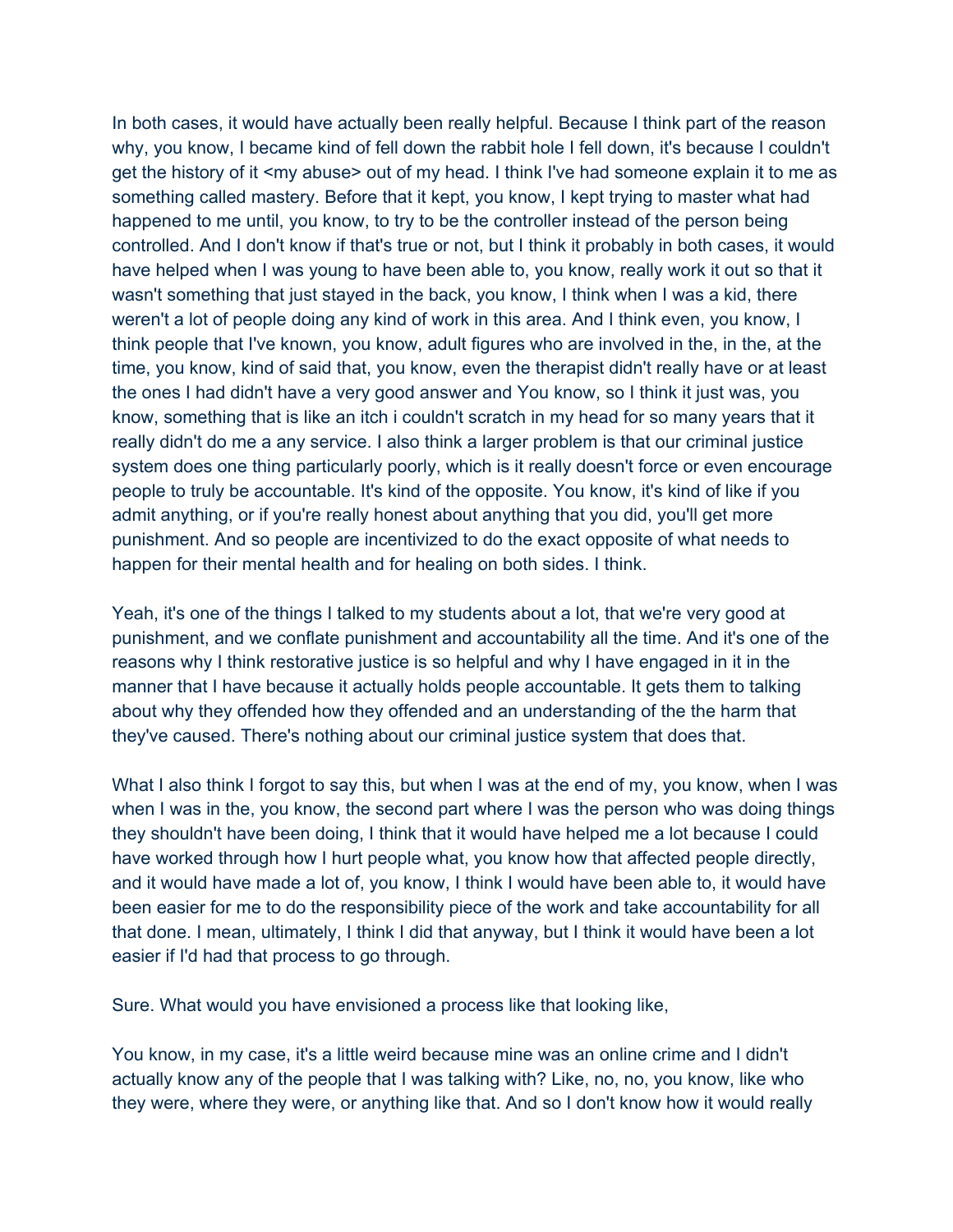In both cases, it would have actually been really helpful. Because I think part of the reason why, you know, I became kind of fell down the rabbit hole I fell down, it's because I couldn't get the history of it <my abuse> out of my head. I think I've had someone explain it to me as something called mastery. Before that it kept, you know, I kept trying to master what had happened to me until, you know, to try to be the controller instead of the person being controlled. And I don't know if that's true or not, but I think it probably in both cases, it would have helped when I was young to have been able to, you know, really work it out so that it wasn't something that just stayed in the back, you know, I think when I was a kid, there weren't a lot of people doing any kind of work in this area. And I think even, you know, I think people that I've known, you know, adult figures who are involved in the, in the, at the time, you know, kind of said that, you know, even the therapist didn't really have or at least the ones I had didn't have a very good answer and You know, so I think it just was, you know, something that is like an itch i couldn't scratch in my head for so many years that it really didn't do me a any service. I also think a larger problem is that our criminal justice system does one thing particularly poorly, which is it really doesn't force or even encourage people to truly be accountable. It's kind of the opposite. You know, it's kind of like if you admit anything, or if you're really honest about anything that you did, you'll get more punishment. And so people are incentivized to do the exact opposite of what needs to happen for their mental health and for healing on both sides. I think.

Yeah, it's one of the things I talked to my students about a lot, that we're very good at punishment, and we conflate punishment and accountability all the time. And it's one of the reasons why I think restorative justice is so helpful and why I have engaged in it in the manner that I have because it actually holds people accountable. It gets them to talking about why they offended how they offended and an understanding of the the harm that they've caused. There's nothing about our criminal justice system that does that.

What I also think I forgot to say this, but when I was at the end of my, you know, when I was when I was in the, you know, the second part where I was the person who was doing things they shouldn't have been doing, I think that it would have helped me a lot because I could have worked through how I hurt people what, you know how that affected people directly, and it would have made a lot of, you know, I think I would have been able to, it would have been easier for me to do the responsibility piece of the work and take accountability for all that done. I mean, ultimately, I think I did that anyway, but I think it would have been a lot easier if I'd had that process to go through.

Sure. What would you have envisioned a process like that looking like,

You know, in my case, it's a little weird because mine was an online crime and I didn't actually know any of the people that I was talking with? Like, no, no, you know, like who they were, where they were, or anything like that. And so I don't know how it would really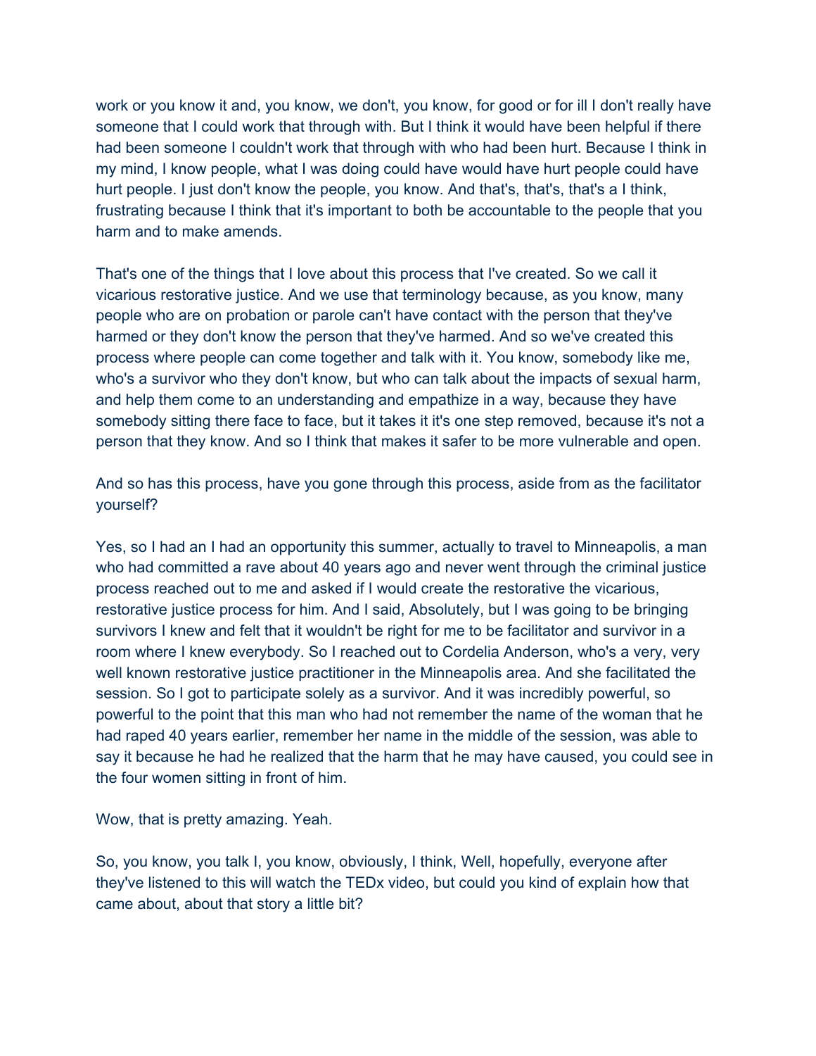work or you know it and, you know, we don't, you know, for good or for ill I don't really have someone that I could work that through with. But I think it would have been helpful if there had been someone I couldn't work that through with who had been hurt. Because I think in my mind, I know people, what I was doing could have would have hurt people could have hurt people. I just don't know the people, you know. And that's, that's, that's a I think, frustrating because I think that it's important to both be accountable to the people that you harm and to make amends.

That's one of the things that I love about this process that I've created. So we call it vicarious restorative justice. And we use that terminology because, as you know, many people who are on probation or parole can't have contact with the person that they've harmed or they don't know the person that they've harmed. And so we've created this process where people can come together and talk with it. You know, somebody like me, who's a survivor who they don't know, but who can talk about the impacts of sexual harm, and help them come to an understanding and empathize in a way, because they have somebody sitting there face to face, but it takes it it's one step removed, because it's not a person that they know. And so I think that makes it safer to be more vulnerable and open.

And so has this process, have you gone through this process, aside from as the facilitator yourself?

Yes, so I had an I had an opportunity this summer, actually to travel to Minneapolis, a man who had committed a rave about 40 years ago and never went through the criminal justice process reached out to me and asked if I would create the restorative the vicarious, restorative justice process for him. And I said, Absolutely, but I was going to be bringing survivors I knew and felt that it wouldn't be right for me to be facilitator and survivor in a room where I knew everybody. So I reached out to Cordelia Anderson, who's a very, very well known restorative justice practitioner in the Minneapolis area. And she facilitated the session. So I got to participate solely as a survivor. And it was incredibly powerful, so powerful to the point that this man who had not remember the name of the woman that he had raped 40 years earlier, remember her name in the middle of the session, was able to say it because he had he realized that the harm that he may have caused, you could see in the four women sitting in front of him.

Wow, that is pretty amazing. Yeah.

So, you know, you talk I, you know, obviously, I think, Well, hopefully, everyone after they've listened to this will watch the TEDx video, but could you kind of explain how that came about, about that story a little bit?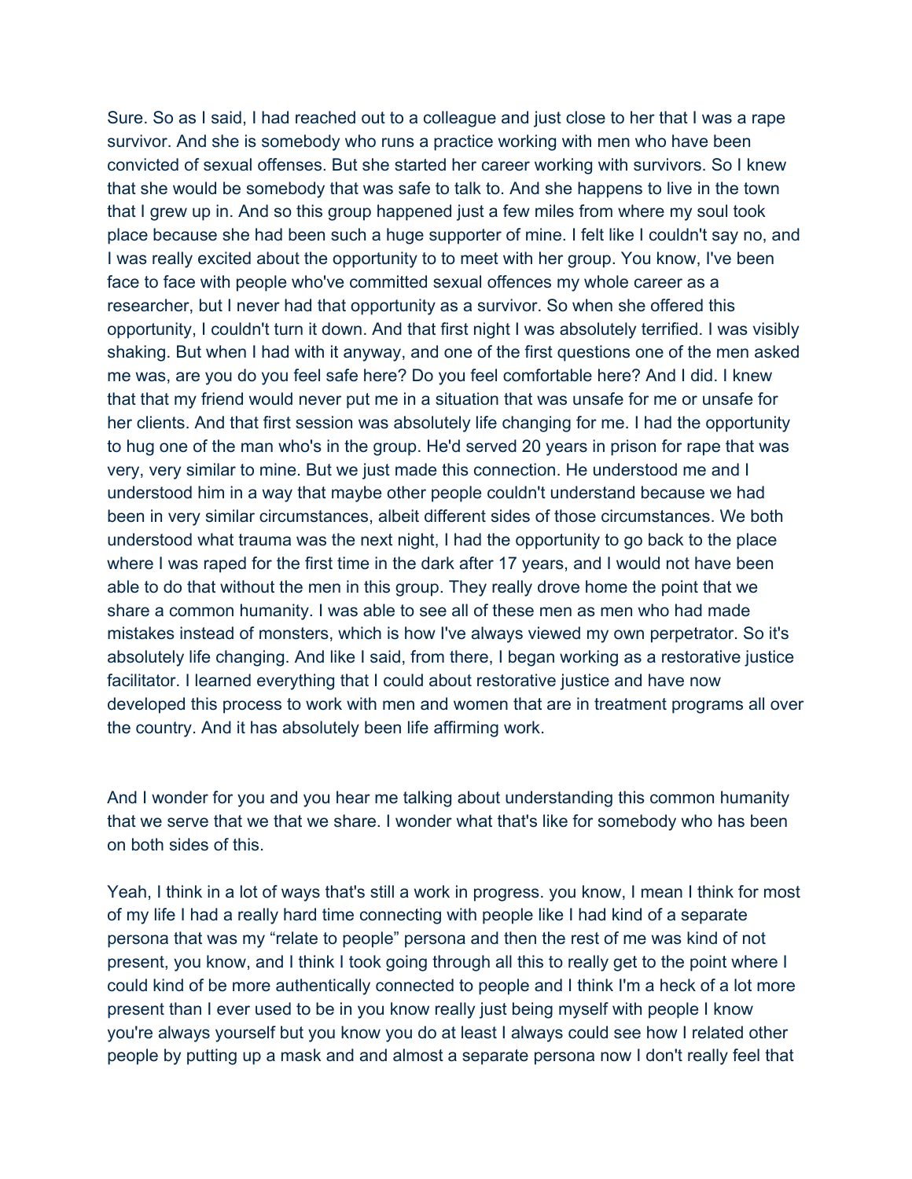Sure. So as I said, I had reached out to a colleague and just close to her that I was a rape survivor. And she is somebody who runs a practice working with men who have been convicted of sexual offenses. But she started her career working with survivors. So I knew that she would be somebody that was safe to talk to. And she happens to live in the town that I grew up in. And so this group happened just a few miles from where my soul took place because she had been such a huge supporter of mine. I felt like I couldn't say no, and I was really excited about the opportunity to to meet with her group. You know, I've been face to face with people who've committed sexual offences my whole career as a researcher, but I never had that opportunity as a survivor. So when she offered this opportunity, I couldn't turn it down. And that first night I was absolutely terrified. I was visibly shaking. But when I had with it anyway, and one of the first questions one of the men asked me was, are you do you feel safe here? Do you feel comfortable here? And I did. I knew that that my friend would never put me in a situation that was unsafe for me or unsafe for her clients. And that first session was absolutely life changing for me. I had the opportunity to hug one of the man who's in the group. He'd served 20 years in prison for rape that was very, very similar to mine. But we just made this connection. He understood me and I understood him in a way that maybe other people couldn't understand because we had been in very similar circumstances, albeit different sides of those circumstances. We both understood what trauma was the next night, I had the opportunity to go back to the place where I was raped for the first time in the dark after 17 years, and I would not have been able to do that without the men in this group. They really drove home the point that we share a common humanity. I was able to see all of these men as men who had made mistakes instead of monsters, which is how I've always viewed my own perpetrator. So it's absolutely life changing. And like I said, from there, I began working as a restorative justice facilitator. I learned everything that I could about restorative justice and have now developed this process to work with men and women that are in treatment programs all over the country. And it has absolutely been life affirming work.

And I wonder for you and you hear me talking about understanding this common humanity that we serve that we that we share. I wonder what that's like for somebody who has been on both sides of this.

Yeah, I think in a lot of ways that's still a work in progress. you know, I mean I think for most of my life I had a really hard time connecting with people like I had kind of a separate persona that was my “relate to people” persona and then the rest of me was kind of not present, you know, and I think I took going through all this to really get to the point where I could kind of be more authentically connected to people and I think I'm a heck of a lot more present than I ever used to be in you know really just being myself with people I know you're always yourself but you know you do at least I always could see how I related other people by putting up a mask and and almost a separate persona now I don't really feel that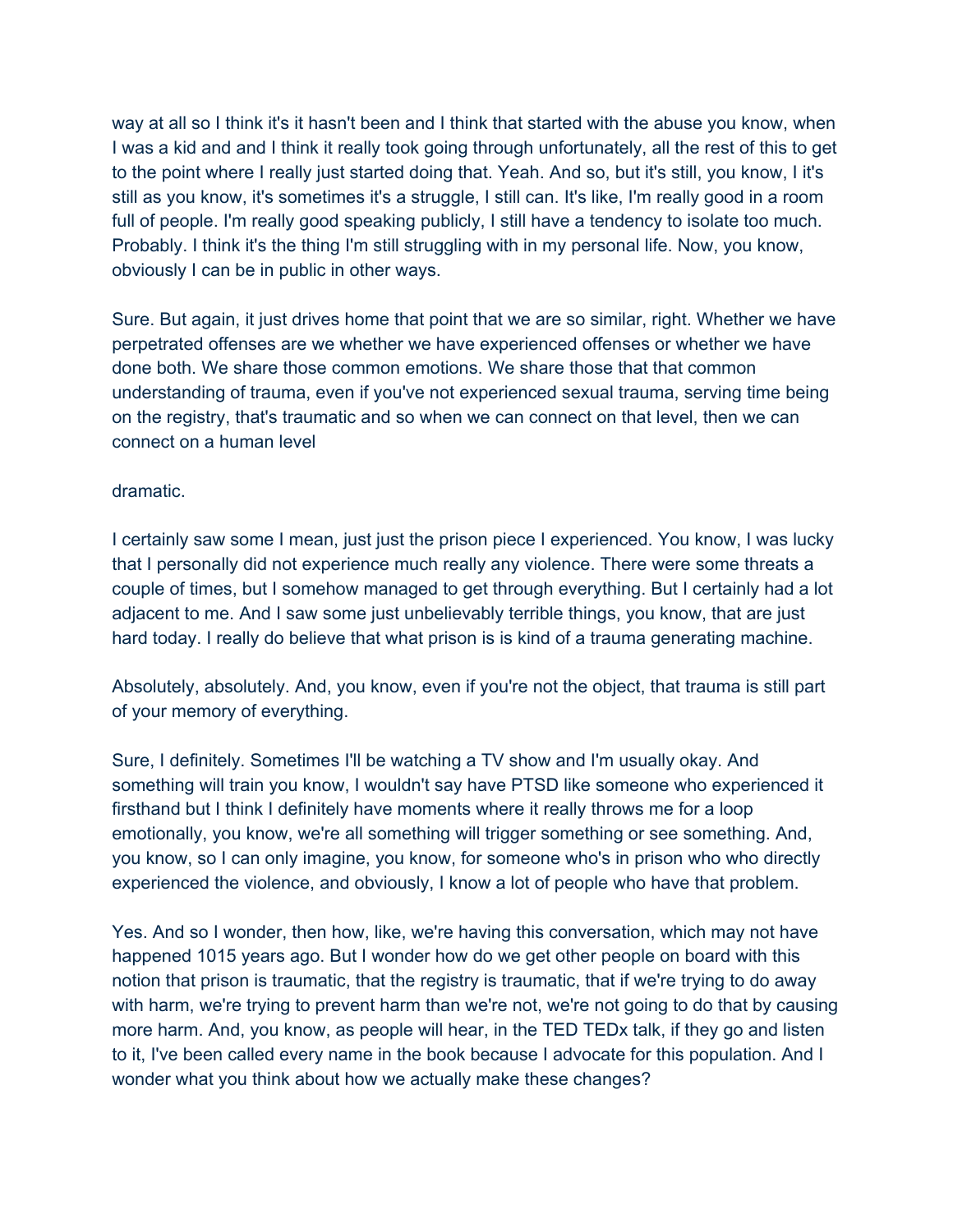way at all so I think it's it hasn't been and I think that started with the abuse you know, when I was a kid and and I think it really took going through unfortunately, all the rest of this to get to the point where I really just started doing that. Yeah. And so, but it's still, you know, I it's still as you know, it's sometimes it's a struggle, I still can. It's like, I'm really good in a room full of people. I'm really good speaking publicly, I still have a tendency to isolate too much. Probably. I think it's the thing I'm still struggling with in my personal life. Now, you know, obviously I can be in public in other ways.

Sure. But again, it just drives home that point that we are so similar, right. Whether we have perpetrated offenses are we whether we have experienced offenses or whether we have done both. We share those common emotions. We share those that that common understanding of trauma, even if you've not experienced sexual trauma, serving time being on the registry, that's traumatic and so when we can connect on that level, then we can connect on a human level

dramatic.

I certainly saw some I mean, just just the prison piece I experienced. You know, I was lucky that I personally did not experience much really any violence. There were some threats a couple of times, but I somehow managed to get through everything. But I certainly had a lot adjacent to me. And I saw some just unbelievably terrible things, you know, that are just hard today. I really do believe that what prison is is kind of a trauma generating machine.

Absolutely, absolutely. And, you know, even if you're not the object, that trauma is still part of your memory of everything.

Sure, I definitely. Sometimes I'll be watching a TV show and I'm usually okay. And something will train you know, I wouldn't say have PTSD like someone who experienced it firsthand but I think I definitely have moments where it really throws me for a loop emotionally, you know, we're all something will trigger something or see something. And, you know, so I can only imagine, you know, for someone who's in prison who who directly experienced the violence, and obviously, I know a lot of people who have that problem.

Yes. And so I wonder, then how, like, we're having this conversation, which may not have happened 1015 years ago. But I wonder how do we get other people on board with this notion that prison is traumatic, that the registry is traumatic, that if we're trying to do away with harm, we're trying to prevent harm than we're not, we're not going to do that by causing more harm. And, you know, as people will hear, in the TED TEDx talk, if they go and listen to it, I've been called every name in the book because I advocate for this population. And I wonder what you think about how we actually make these changes?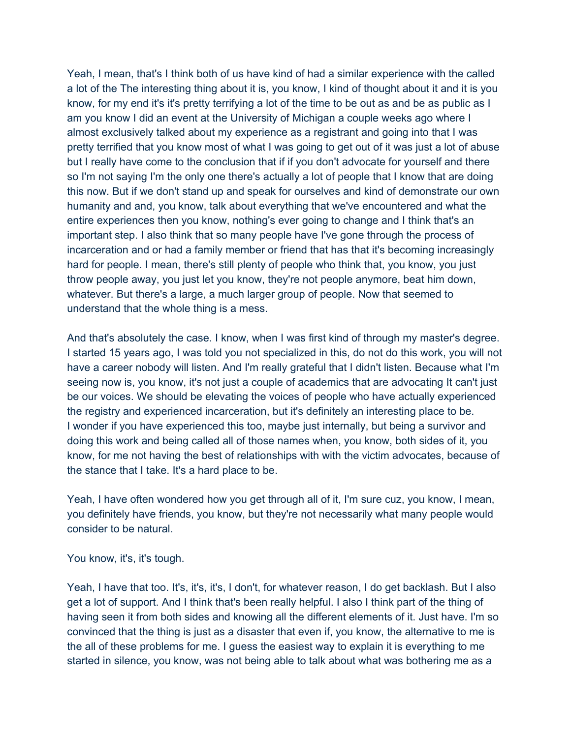Yeah, I mean, that's I think both of us have kind of had a similar experience with the called a lot of the The interesting thing about it is, you know, I kind of thought about it and it is you know, for my end it's it's pretty terrifying a lot of the time to be out as and be as public as I am you know I did an event at the University of Michigan a couple weeks ago where I almost exclusively talked about my experience as a registrant and going into that I was pretty terrified that you know most of what I was going to get out of it was just a lot of abuse but I really have come to the conclusion that if if you don't advocate for yourself and there so I'm not saying I'm the only one there's actually a lot of people that I know that are doing this now. But if we don't stand up and speak for ourselves and kind of demonstrate our own humanity and and, you know, talk about everything that we've encountered and what the entire experiences then you know, nothing's ever going to change and I think that's an important step. I also think that so many people have I've gone through the process of incarceration and or had a family member or friend that has that it's becoming increasingly hard for people. I mean, there's still plenty of people who think that, you know, you just throw people away, you just let you know, they're not people anymore, beat him down, whatever. But there's a large, a much larger group of people. Now that seemed to understand that the whole thing is a mess.

And that's absolutely the case. I know, when I was first kind of through my master's degree. I started 15 years ago, I was told you not specialized in this, do not do this work, you will not have a career nobody will listen. And I'm really grateful that I didn't listen. Because what I'm seeing now is, you know, it's not just a couple of academics that are advocating It can't just be our voices. We should be elevating the voices of people who have actually experienced the registry and experienced incarceration, but it's definitely an interesting place to be. I wonder if you have experienced this too, maybe just internally, but being a survivor and doing this work and being called all of those names when, you know, both sides of it, you know, for me not having the best of relationships with with the victim advocates, because of the stance that I take. It's a hard place to be.

Yeah, I have often wondered how you get through all of it, I'm sure cuz, you know, I mean, you definitely have friends, you know, but they're not necessarily what many people would consider to be natural.

You know, it's, it's tough.

Yeah, I have that too. It's, it's, it's, I don't, for whatever reason, I do get backlash. But I also get a lot of support. And I think that's been really helpful. I also I think part of the thing of having seen it from both sides and knowing all the different elements of it. Just have. I'm so convinced that the thing is just as a disaster that even if, you know, the alternative to me is the all of these problems for me. I guess the easiest way to explain it is everything to me started in silence, you know, was not being able to talk about what was bothering me as a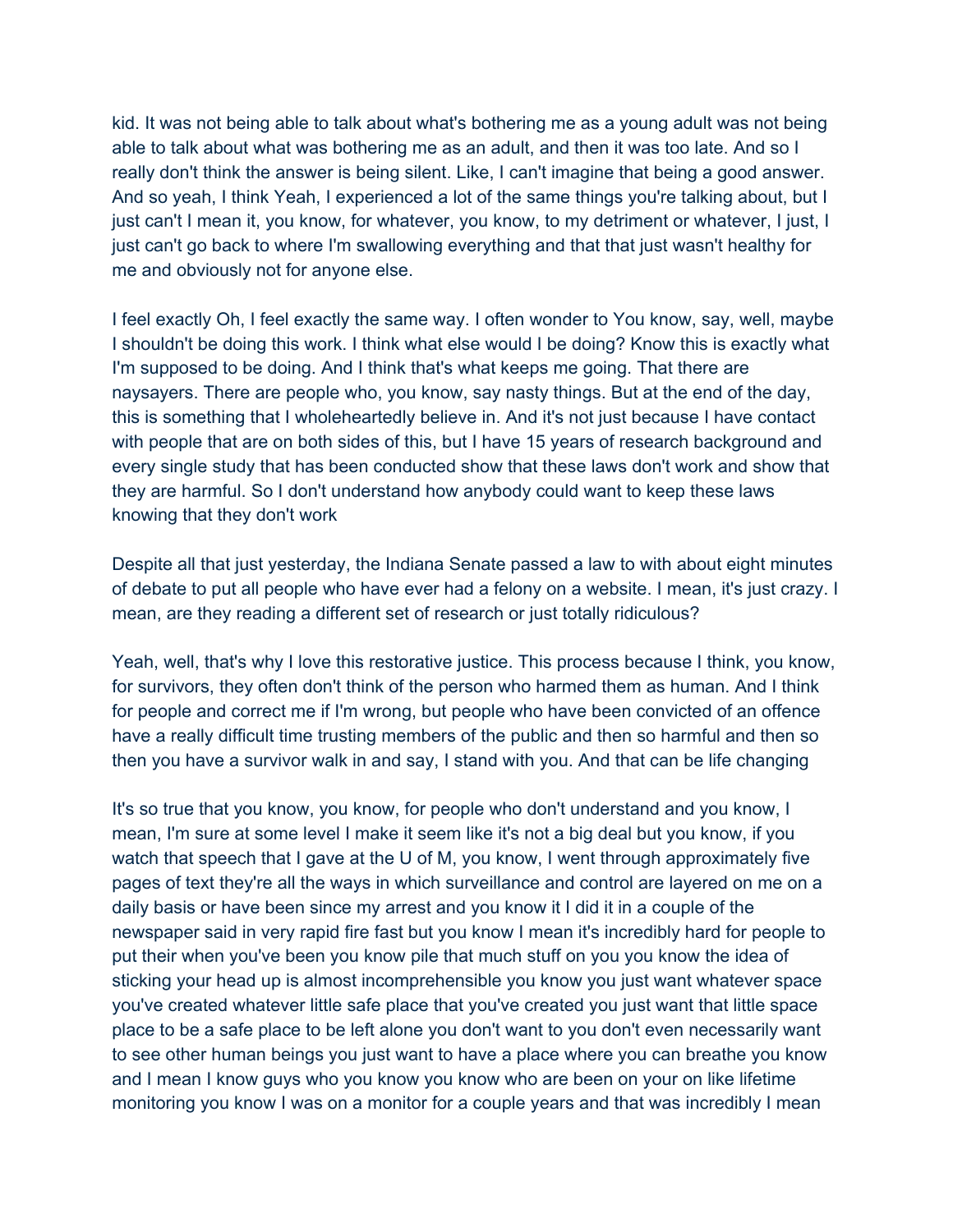kid. It was not being able to talk about what's bothering me as a young adult was not being able to talk about what was bothering me as an adult, and then it was too late. And so I really don't think the answer is being silent. Like, I can't imagine that being a good answer. And so yeah, I think Yeah, I experienced a lot of the same things you're talking about, but I just can't I mean it, you know, for whatever, you know, to my detriment or whatever, I just, I just can't go back to where I'm swallowing everything and that that just wasn't healthy for me and obviously not for anyone else.

I feel exactly Oh, I feel exactly the same way. I often wonder to You know, say, well, maybe I shouldn't be doing this work. I think what else would I be doing? Know this is exactly what I'm supposed to be doing. And I think that's what keeps me going. That there are naysayers. There are people who, you know, say nasty things. But at the end of the day, this is something that I wholeheartedly believe in. And it's not just because I have contact with people that are on both sides of this, but I have 15 years of research background and every single study that has been conducted show that these laws don't work and show that they are harmful. So I don't understand how anybody could want to keep these laws knowing that they don't work

Despite all that just yesterday, the Indiana Senate passed a law to with about eight minutes of debate to put all people who have ever had a felony on a website. I mean, it's just crazy. I mean, are they reading a different set of research or just totally ridiculous?

Yeah, well, that's why I love this restorative justice. This process because I think, you know, for survivors, they often don't think of the person who harmed them as human. And I think for people and correct me if I'm wrong, but people who have been convicted of an offence have a really difficult time trusting members of the public and then so harmful and then so then you have a survivor walk in and say, I stand with you. And that can be life changing

It's so true that you know, you know, for people who don't understand and you know, I mean, I'm sure at some level I make it seem like it's not a big deal but you know, if you watch that speech that I gave at the U of M, you know, I went through approximately five pages of text they're all the ways in which surveillance and control are layered on me on a daily basis or have been since my arrest and you know it I did it in a couple of the newspaper said in very rapid fire fast but you know I mean it's incredibly hard for people to put their when you've been you know pile that much stuff on you you know the idea of sticking your head up is almost incomprehensible you know you just want whatever space you've created whatever little safe place that you've created you just want that little space place to be a safe place to be left alone you don't want to you don't even necessarily want to see other human beings you just want to have a place where you can breathe you know and I mean I know guys who you know you know who are been on your on like lifetime monitoring you know I was on a monitor for a couple years and that was incredibly I mean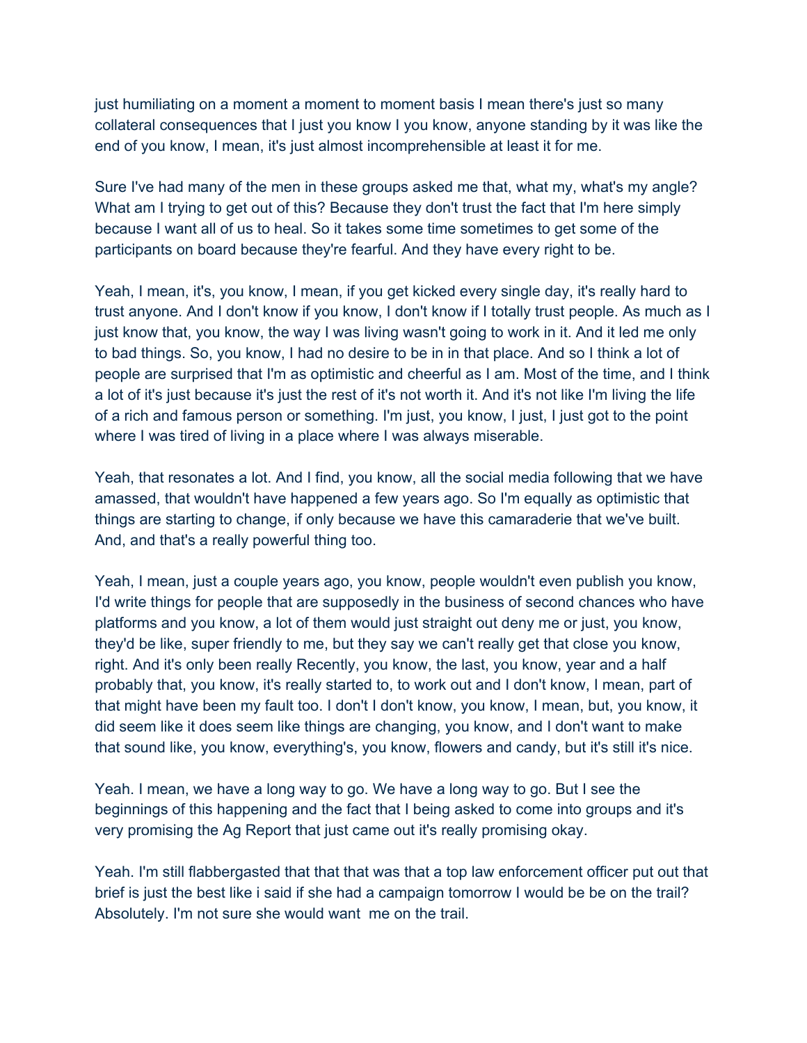just humiliating on a moment a moment to moment basis I mean there's just so many collateral consequences that I just you know I you know, anyone standing by it was like the end of you know, I mean, it's just almost incomprehensible at least it for me.

Sure I've had many of the men in these groups asked me that, what my, what's my angle? What am I trying to get out of this? Because they don't trust the fact that I'm here simply because I want all of us to heal. So it takes some time sometimes to get some of the participants on board because they're fearful. And they have every right to be.

Yeah, I mean, it's, you know, I mean, if you get kicked every single day, it's really hard to trust anyone. And I don't know if you know, I don't know if I totally trust people. As much as I just know that, you know, the way I was living wasn't going to work in it. And it led me only to bad things. So, you know, I had no desire to be in in that place. And so I think a lot of people are surprised that I'm as optimistic and cheerful as I am. Most of the time, and I think a lot of it's just because it's just the rest of it's not worth it. And it's not like I'm living the life of a rich and famous person or something. I'm just, you know, I just, I just got to the point where I was tired of living in a place where I was always miserable.

Yeah, that resonates a lot. And I find, you know, all the social media following that we have amassed, that wouldn't have happened a few years ago. So I'm equally as optimistic that things are starting to change, if only because we have this camaraderie that we've built. And, and that's a really powerful thing too.

Yeah, I mean, just a couple years ago, you know, people wouldn't even publish you know, I'd write things for people that are supposedly in the business of second chances who have platforms and you know, a lot of them would just straight out deny me or just, you know, they'd be like, super friendly to me, but they say we can't really get that close you know, right. And it's only been really Recently, you know, the last, you know, year and a half probably that, you know, it's really started to, to work out and I don't know, I mean, part of that might have been my fault too. I don't I don't know, you know, I mean, but, you know, it did seem like it does seem like things are changing, you know, and I don't want to make that sound like, you know, everything's, you know, flowers and candy, but it's still it's nice.

Yeah. I mean, we have a long way to go. We have a long way to go. But I see the beginnings of this happening and the fact that I being asked to come into groups and it's very promising the Ag Report that just came out it's really promising okay.

Yeah. I'm still flabbergasted that that that was that a top law enforcement officer put out that brief is just the best like i said if she had a campaign tomorrow I would be be on the trail? Absolutely. I'm not sure she would want me on the trail.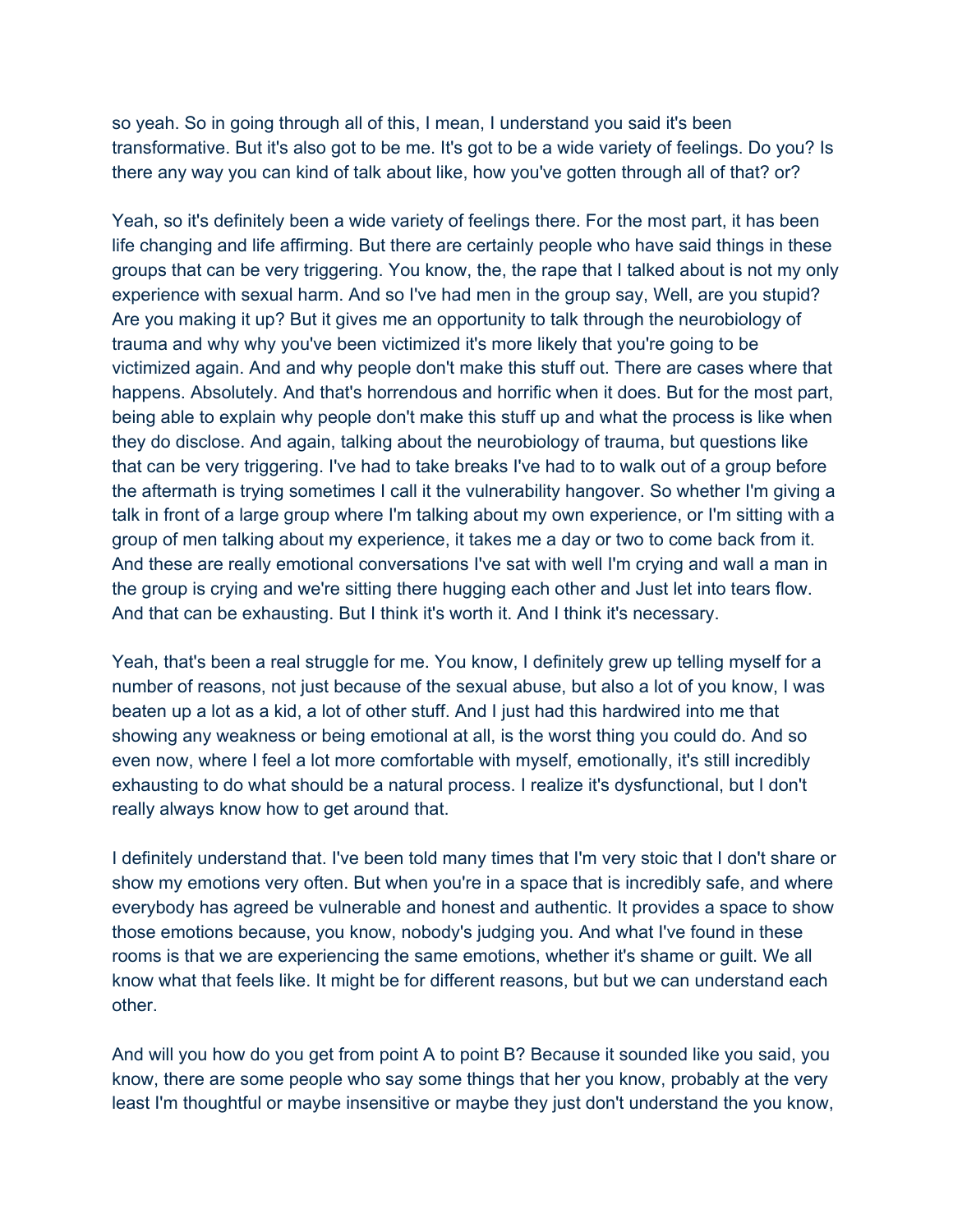so yeah. So in going through all of this, I mean, I understand you said it's been transformative. But it's also got to be me. It's got to be a wide variety of feelings. Do you? Is there any way you can kind of talk about like, how you've gotten through all of that? or?

Yeah, so it's definitely been a wide variety of feelings there. For the most part, it has been life changing and life affirming. But there are certainly people who have said things in these groups that can be very triggering. You know, the, the rape that I talked about is not my only experience with sexual harm. And so I've had men in the group say, Well, are you stupid? Are you making it up? But it gives me an opportunity to talk through the neurobiology of trauma and why why you've been victimized it's more likely that you're going to be victimized again. And and why people don't make this stuff out. There are cases where that happens. Absolutely. And that's horrendous and horrific when it does. But for the most part, being able to explain why people don't make this stuff up and what the process is like when they do disclose. And again, talking about the neurobiology of trauma, but questions like that can be very triggering. I've had to take breaks I've had to to walk out of a group before the aftermath is trying sometimes I call it the vulnerability hangover. So whether I'm giving a talk in front of a large group where I'm talking about my own experience, or I'm sitting with a group of men talking about my experience, it takes me a day or two to come back from it. And these are really emotional conversations I've sat with well I'm crying and wall a man in the group is crying and we're sitting there hugging each other and Just let into tears flow. And that can be exhausting. But I think it's worth it. And I think it's necessary.

Yeah, that's been a real struggle for me. You know, I definitely grew up telling myself for a number of reasons, not just because of the sexual abuse, but also a lot of you know, I was beaten up a lot as a kid, a lot of other stuff. And I just had this hardwired into me that showing any weakness or being emotional at all, is the worst thing you could do. And so even now, where I feel a lot more comfortable with myself, emotionally, it's still incredibly exhausting to do what should be a natural process. I realize it's dysfunctional, but I don't really always know how to get around that.

I definitely understand that. I've been told many times that I'm very stoic that I don't share or show my emotions very often. But when you're in a space that is incredibly safe, and where everybody has agreed be vulnerable and honest and authentic. It provides a space to show those emotions because, you know, nobody's judging you. And what I've found in these rooms is that we are experiencing the same emotions, whether it's shame or guilt. We all know what that feels like. It might be for different reasons, but but we can understand each other.

And will you how do you get from point A to point B? Because it sounded like you said, you know, there are some people who say some things that her you know, probably at the very least I'm thoughtful or maybe insensitive or maybe they just don't understand the you know,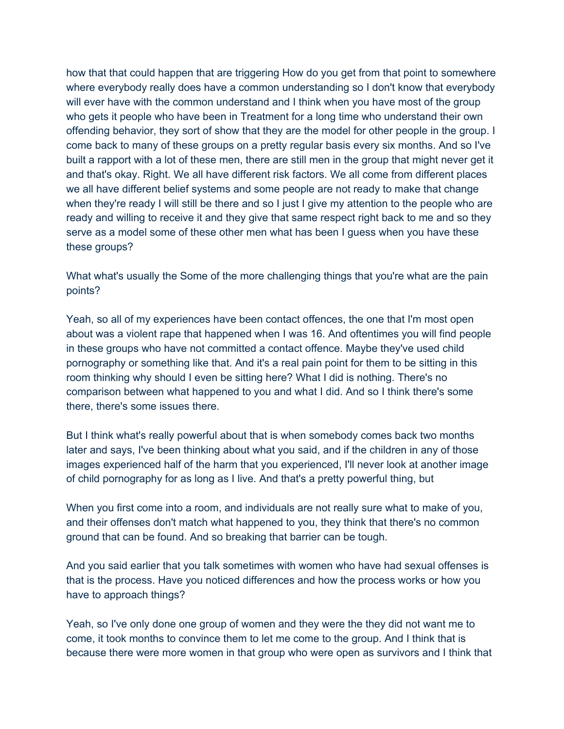how that that could happen that are triggering How do you get from that point to somewhere where everybody really does have a common understanding so I don't know that everybody will ever have with the common understand and I think when you have most of the group who gets it people who have been in Treatment for a long time who understand their own offending behavior, they sort of show that they are the model for other people in the group. I come back to many of these groups on a pretty regular basis every six months. And so I've built a rapport with a lot of these men, there are still men in the group that might never get it and that's okay. Right. We all have different risk factors. We all come from different places we all have different belief systems and some people are not ready to make that change when they're ready I will still be there and so I just I give my attention to the people who are ready and willing to receive it and they give that same respect right back to me and so they serve as a model some of these other men what has been I guess when you have these these groups?

What what's usually the Some of the more challenging things that you're what are the pain points?

Yeah, so all of my experiences have been contact offences, the one that I'm most open about was a violent rape that happened when I was 16. And oftentimes you will find people in these groups who have not committed a contact offence. Maybe they've used child pornography or something like that. And it's a real pain point for them to be sitting in this room thinking why should I even be sitting here? What I did is nothing. There's no comparison between what happened to you and what I did. And so I think there's some there, there's some issues there.

But I think what's really powerful about that is when somebody comes back two months later and says, I've been thinking about what you said, and if the children in any of those images experienced half of the harm that you experienced, I'll never look at another image of child pornography for as long as I live. And that's a pretty powerful thing, but

When you first come into a room, and individuals are not really sure what to make of you, and their offenses don't match what happened to you, they think that there's no common ground that can be found. And so breaking that barrier can be tough.

And you said earlier that you talk sometimes with women who have had sexual offenses is that is the process. Have you noticed differences and how the process works or how you have to approach things?

Yeah, so I've only done one group of women and they were the they did not want me to come, it took months to convince them to let me come to the group. And I think that is because there were more women in that group who were open as survivors and I think that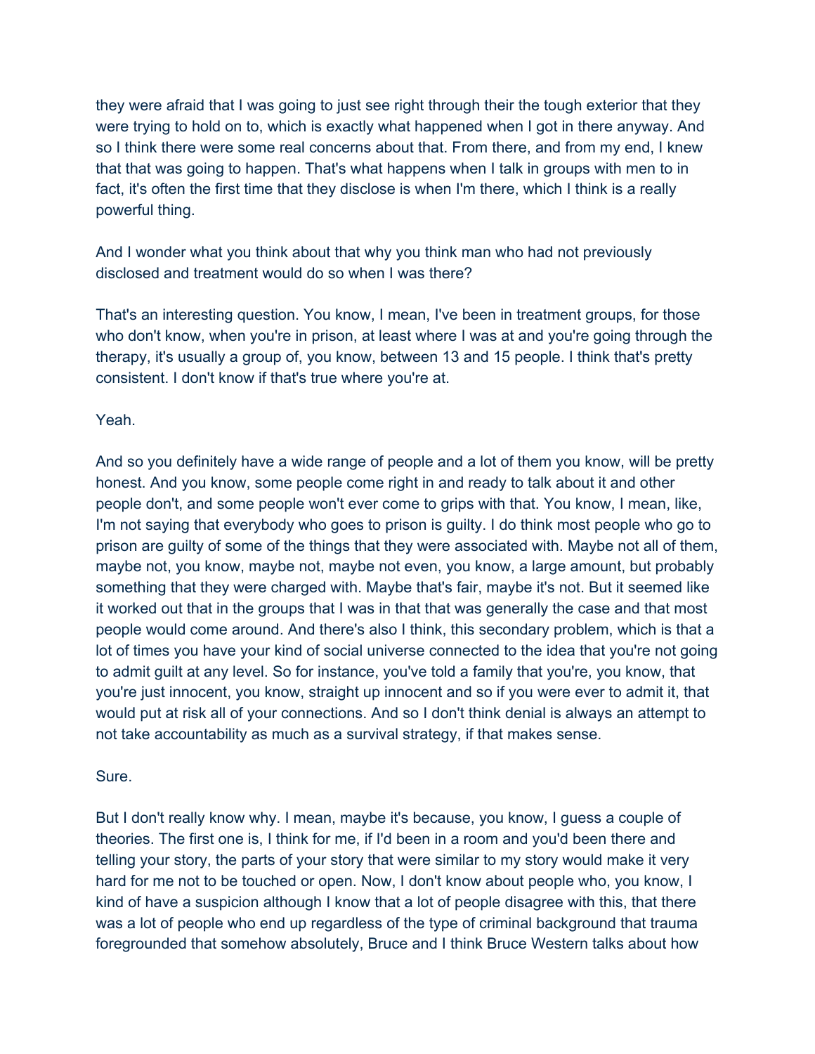they were afraid that I was going to just see right through their the tough exterior that they were trying to hold on to, which is exactly what happened when I got in there anyway. And so I think there were some real concerns about that. From there, and from my end, I knew that that was going to happen. That's what happens when I talk in groups with men to in fact, it's often the first time that they disclose is when I'm there, which I think is a really powerful thing.

And I wonder what you think about that why you think man who had not previously disclosed and treatment would do so when I was there?

That's an interesting question. You know, I mean, I've been in treatment groups, for those who don't know, when you're in prison, at least where I was at and you're going through the therapy, it's usually a group of, you know, between 13 and 15 people. I think that's pretty consistent. I don't know if that's true where you're at.

Yeah.

And so you definitely have a wide range of people and a lot of them you know, will be pretty honest. And you know, some people come right in and ready to talk about it and other people don't, and some people won't ever come to grips with that. You know, I mean, like, I'm not saying that everybody who goes to prison is guilty. I do think most people who go to prison are guilty of some of the things that they were associated with. Maybe not all of them, maybe not, you know, maybe not, maybe not even, you know, a large amount, but probably something that they were charged with. Maybe that's fair, maybe it's not. But it seemed like it worked out that in the groups that I was in that that was generally the case and that most people would come around. And there's also I think, this secondary problem, which is that a lot of times you have your kind of social universe connected to the idea that you're not going to admit guilt at any level. So for instance, you've told a family that you're, you know, that you're just innocent, you know, straight up innocent and so if you were ever to admit it, that would put at risk all of your connections. And so I don't think denial is always an attempt to not take accountability as much as a survival strategy, if that makes sense.

Sure.

But I don't really know why. I mean, maybe it's because, you know, I guess a couple of theories. The first one is, I think for me, if I'd been in a room and you'd been there and telling your story, the parts of your story that were similar to my story would make it very hard for me not to be touched or open. Now, I don't know about people who, you know, I kind of have a suspicion although I know that a lot of people disagree with this, that there was a lot of people who end up regardless of the type of criminal background that trauma foregrounded that somehow absolutely, Bruce and I think Bruce Western talks about how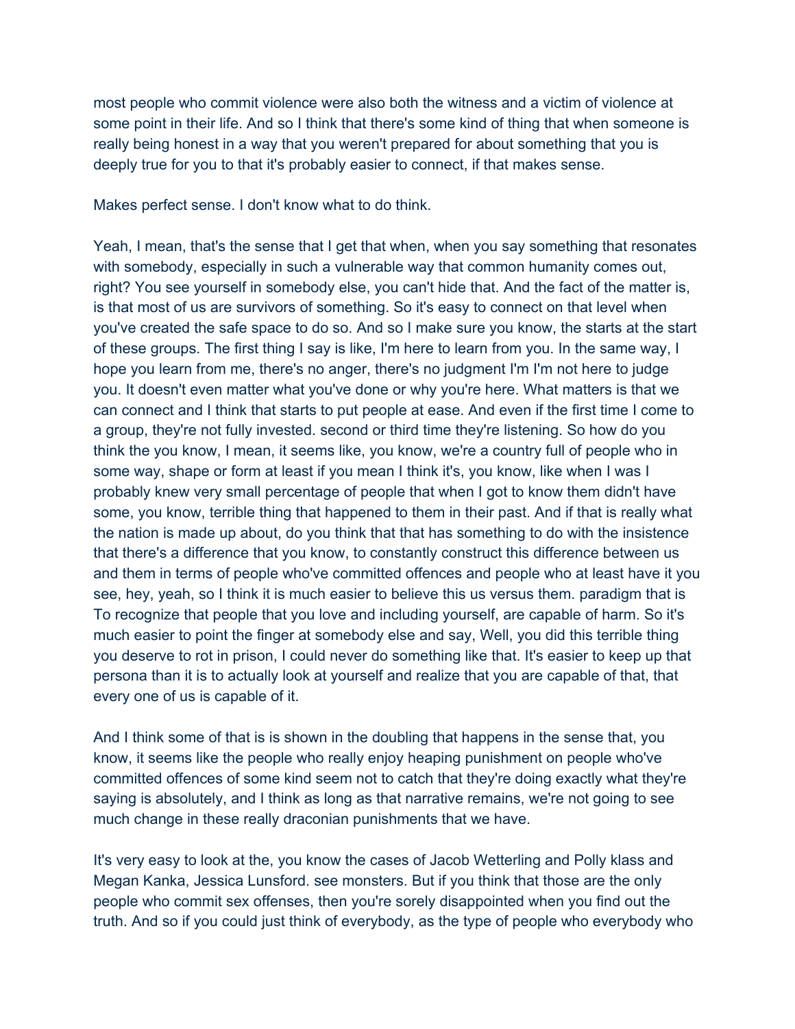most people who commit violence were also both the witness and a victim of violence at some point in their life. And so I think that there's some kind of thing that when someone is really being honest in a way that you weren't prepared for about something that you is deeply true for you to that it's probably easier to connect, if that makes sense.

Makes perfect sense. I don't know what to do think.

Yeah, I mean, that's the sense that I get that when, when you say something that resonates with somebody, especially in such a vulnerable way that common humanity comes out, right? You see yourself in somebody else, you can't hide that. And the fact of the matter is, is that most of us are survivors of something. So it's easy to connect on that level when you've created the safe space to do so. And so I make sure you know, the starts at the start of these groups. The first thing I say is like, I'm here to learn from you. In the same way, I hope you learn from me, there's no anger, there's no judgment I'm I'm not here to judge you. It doesn't even matter what you've done or why you're here. What matters is that we can connect and I think that starts to put people at ease. And even if the first time I come to a group, they're not fully invested. second or third time they're listening. So how do you think the you know, I mean, it seems like, you know, we're a country full of people who in some way, shape or form at least if you mean I think it's, you know, like when I was I probably knew very small percentage of people that when I got to know them didn't have some, you know, terrible thing that happened to them in their past. And if that is really what the nation is made up about, do you think that that has something to do with the insistence that there's a difference that you know, to constantly construct this difference between us and them in terms of people who've committed offences and people who at least have it you see, hey, yeah, so I think it is much easier to believe this us versus them. paradigm that is To recognize that people that you love and including yourself, are capable of harm. So it's much easier to point the finger at somebody else and say, Well, you did this terrible thing you deserve to rot in prison, I could never do something like that. It's easier to keep up that persona than it is to actually look at yourself and realize that you are capable of that, that every one of us is capable of it.

And I think some of that is is shown in the doubling that happens in the sense that, you know, it seems like the people who really enjoy heaping punishment on people who've committed offences of some kind seem not to catch that they're doing exactly what they're saying is absolutely, and I think as long as that narrative remains, we're not going to see much change in these really draconian punishments that we have.

It's very easy to look at the, you know the cases of Jacob Wetterling and Polly klass and Megan Kanka, Jessica Lunsford. see monsters. But if you think that those are the only people who commit sex offenses, then you're sorely disappointed when you find out the truth. And so if you could just think of everybody, as the type of people who everybody who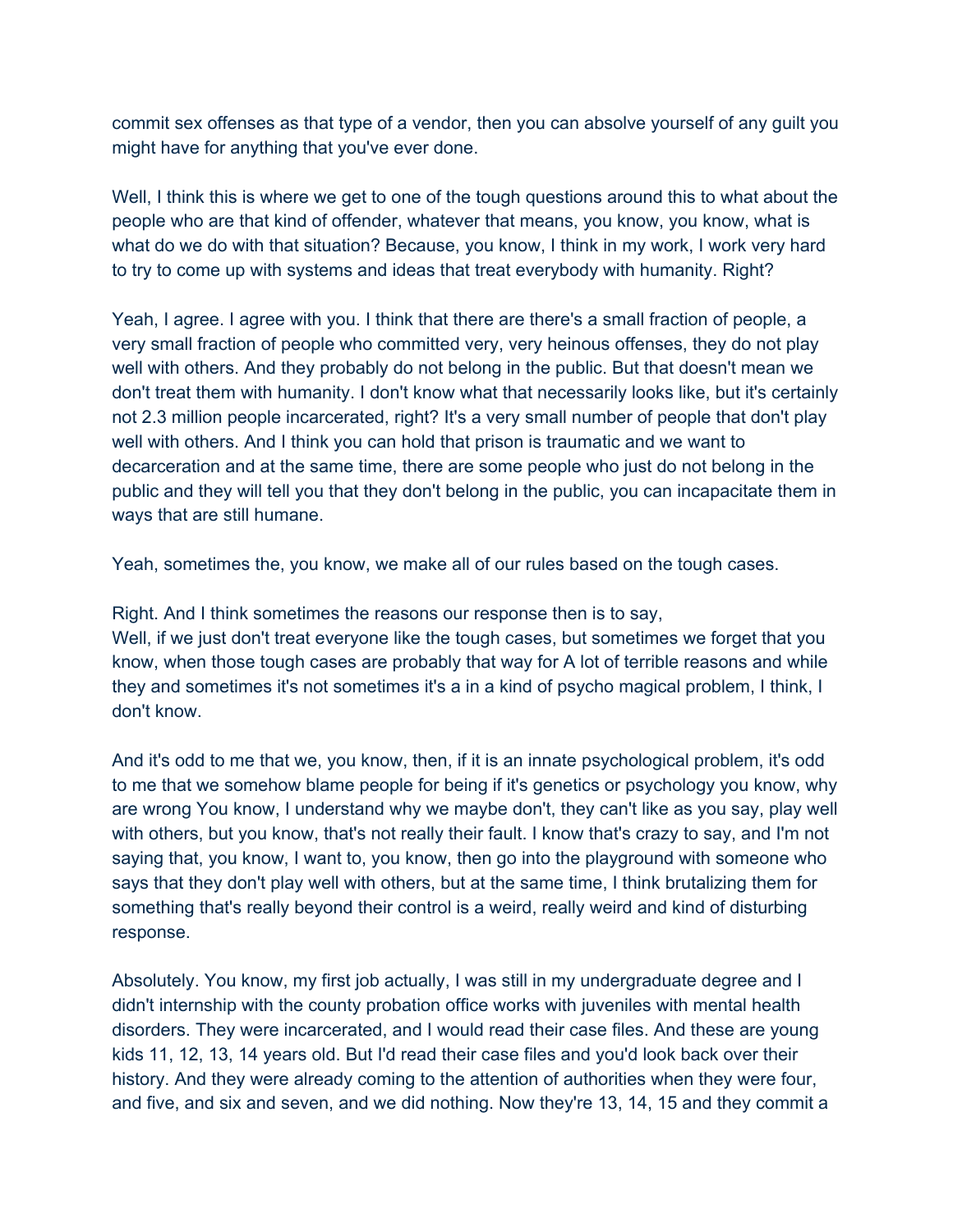commit sex offenses as that type of a vendor, then you can absolve yourself of any guilt you might have for anything that you've ever done.

Well, I think this is where we get to one of the tough questions around this to what about the people who are that kind of offender, whatever that means, you know, you know, what is what do we do with that situation? Because, you know, I think in my work, I work very hard to try to come up with systems and ideas that treat everybody with humanity. Right?

Yeah, I agree. I agree with you. I think that there are there's a small fraction of people, a very small fraction of people who committed very, very heinous offenses, they do not play well with others. And they probably do not belong in the public. But that doesn't mean we don't treat them with humanity. I don't know what that necessarily looks like, but it's certainly not 2.3 million people incarcerated, right? It's a very small number of people that don't play well with others. And I think you can hold that prison is traumatic and we want to decarceration and at the same time, there are some people who just do not belong in the public and they will tell you that they don't belong in the public, you can incapacitate them in ways that are still humane.

Yeah, sometimes the, you know, we make all of our rules based on the tough cases.

Right. And I think sometimes the reasons our response then is to say,
Well, if we just don't treat everyone like the tough cases, but sometimes we forget that you know, when those tough cases are probably that way for A lot of terrible reasons and while they and sometimes it's not sometimes it's a in a kind of psycho magical problem, I think, I don't know.

And it's odd to me that we, you know, then, if it is an innate psychological problem, it's odd to me that we somehow blame people for being if it's genetics or psychology you know, why are wrong You know, I understand why we maybe don't, they can't like as you say, play well with others, but you know, that's not really their fault. I know that's crazy to say, and I'm not saying that, you know, I want to, you know, then go into the playground with someone who says that they don't play well with others, but at the same time, I think brutalizing them for something that's really beyond their control is a weird, really weird and kind of disturbing response.

Absolutely. You know, my first job actually, I was still in my undergraduate degree and I didn't internship with the county probation office works with juveniles with mental health disorders. They were incarcerated, and I would read their case files. And these are young kids 11, 12, 13, 14 years old. But I'd read their case files and you'd look back over their history. And they were already coming to the attention of authorities when they were four, and five, and six and seven, and we did nothing. Now they're 13, 14, 15 and they commit a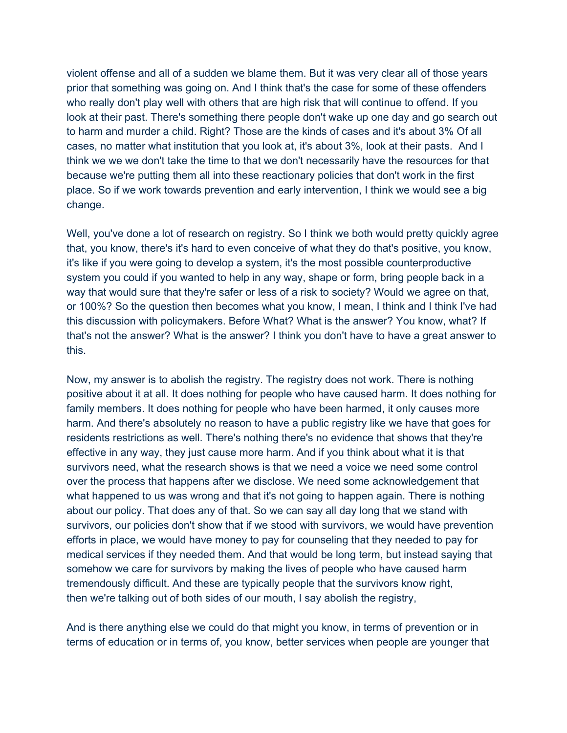violent offense and all of a sudden we blame them. But it was very clear all of those years prior that something was going on. And I think that's the case for some of these offenders who really don't play well with others that are high risk that will continue to offend. If you look at their past. There's something there people don't wake up one day and go search out to harm and murder a child. Right? Those are the kinds of cases and it's about 3% Of all cases, no matter what institution that you look at, it's about 3%, look at their pasts. And I think we we we don't take the time to that we don't necessarily have the resources for that because we're putting them all into these reactionary policies that don't work in the first place. So if we work towards prevention and early intervention, I think we would see a big change.

Well, you've done a lot of research on registry. So I think we both would pretty quickly agree that, you know, there's it's hard to even conceive of what they do that's positive, you know, it's like if you were going to develop a system, it's the most possible counterproductive system you could if you wanted to help in any way, shape or form, bring people back in a way that would sure that they're safer or less of a risk to society? Would we agree on that, or 100%? So the question then becomes what you know, I mean, I think and I think I've had this discussion with policymakers. Before What? What is the answer? You know, what? If that's not the answer? What is the answer? I think you don't have to have a great answer to this.

Now, my answer is to abolish the registry. The registry does not work. There is nothing positive about it at all. It does nothing for people who have caused harm. It does nothing for family members. It does nothing for people who have been harmed, it only causes more harm. And there's absolutely no reason to have a public registry like we have that goes for residents restrictions as well. There's nothing there's no evidence that shows that they're effective in any way, they just cause more harm. And if you think about what it is that survivors need, what the research shows is that we need a voice we need some control over the process that happens after we disclose. We need some acknowledgement that what happened to us was wrong and that it's not going to happen again. There is nothing about our policy. That does any of that. So we can say all day long that we stand with survivors, our policies don't show that if we stood with survivors, we would have prevention efforts in place, we would have money to pay for counseling that they needed to pay for medical services if they needed them. And that would be long term, but instead saying that somehow we care for survivors by making the lives of people who have caused harm tremendously difficult. And these are typically people that the survivors know right, then we're talking out of both sides of our mouth, I say abolish the registry,

And is there anything else we could do that might you know, in terms of prevention or in terms of education or in terms of, you know, better services when people are younger that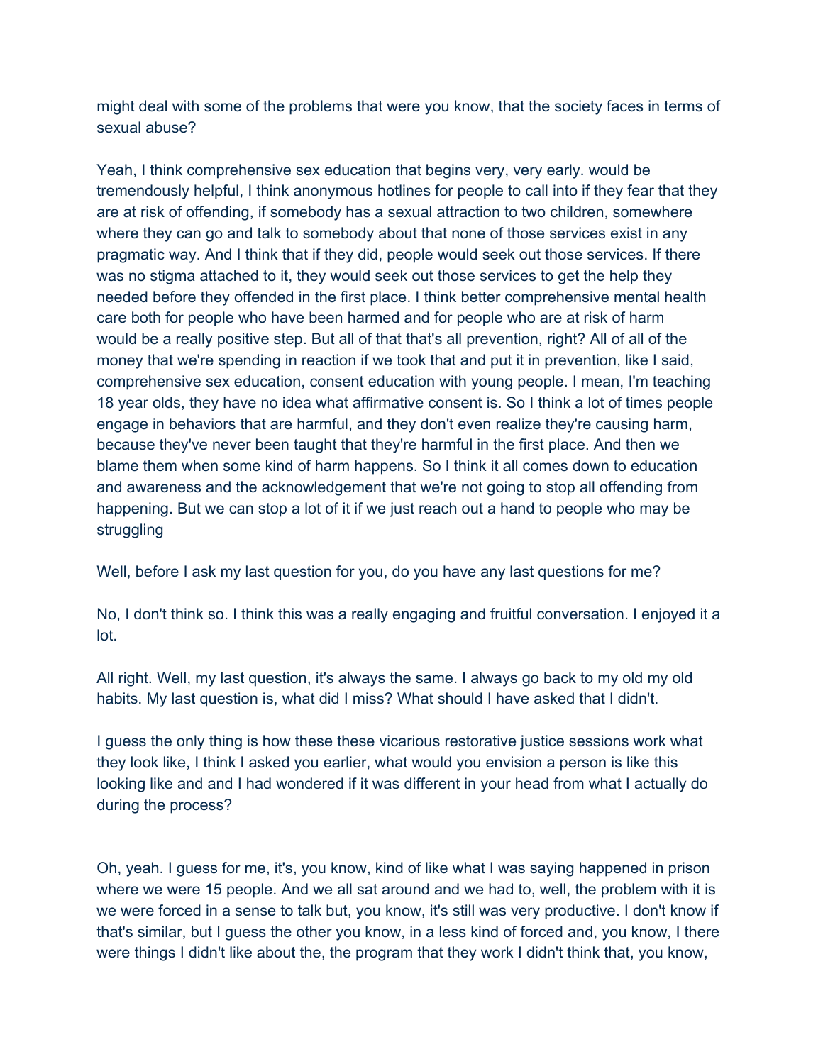might deal with some of the problems that were you know, that the society faces in terms of sexual abuse?

Yeah, I think comprehensive sex education that begins very, very early. would be tremendously helpful, I think anonymous hotlines for people to call into if they fear that they are at risk of offending, if somebody has a sexual attraction to two children, somewhere where they can go and talk to somebody about that none of those services exist in any pragmatic way. And I think that if they did, people would seek out those services. If there was no stigma attached to it, they would seek out those services to get the help they needed before they offended in the first place. I think better comprehensive mental health care both for people who have been harmed and for people who are at risk of harm would be a really positive step. But all of that that's all prevention, right? All of all of the money that we're spending in reaction if we took that and put it in prevention, like I said, comprehensive sex education, consent education with young people. I mean, I'm teaching 18 year olds, they have no idea what affirmative consent is. So I think a lot of times people engage in behaviors that are harmful, and they don't even realize they're causing harm, because they've never been taught that they're harmful in the first place. And then we blame them when some kind of harm happens. So I think it all comes down to education and awareness and the acknowledgement that we're not going to stop all offending from happening. But we can stop a lot of it if we just reach out a hand to people who may be struggling

Well, before I ask my last question for you, do you have any last questions for me?

No, I don't think so. I think this was a really engaging and fruitful conversation. I enjoyed it a lot.

All right. Well, my last question, it's always the same. I always go back to my old my old habits. My last question is, what did I miss? What should I have asked that I didn't.

I guess the only thing is how these these vicarious restorative justice sessions work what they look like, I think I asked you earlier, what would you envision a person is like this looking like and and I had wondered if it was different in your head from what I actually do during the process?

Oh, yeah. I guess for me, it's, you know, kind of like what I was saying happened in prison where we were 15 people. And we all sat around and we had to, well, the problem with it is we were forced in a sense to talk but, you know, it's still was very productive. I don't know if that's similar, but I guess the other you know, in a less kind of forced and, you know, I there were things I didn't like about the, the program that they work I didn't think that, you know,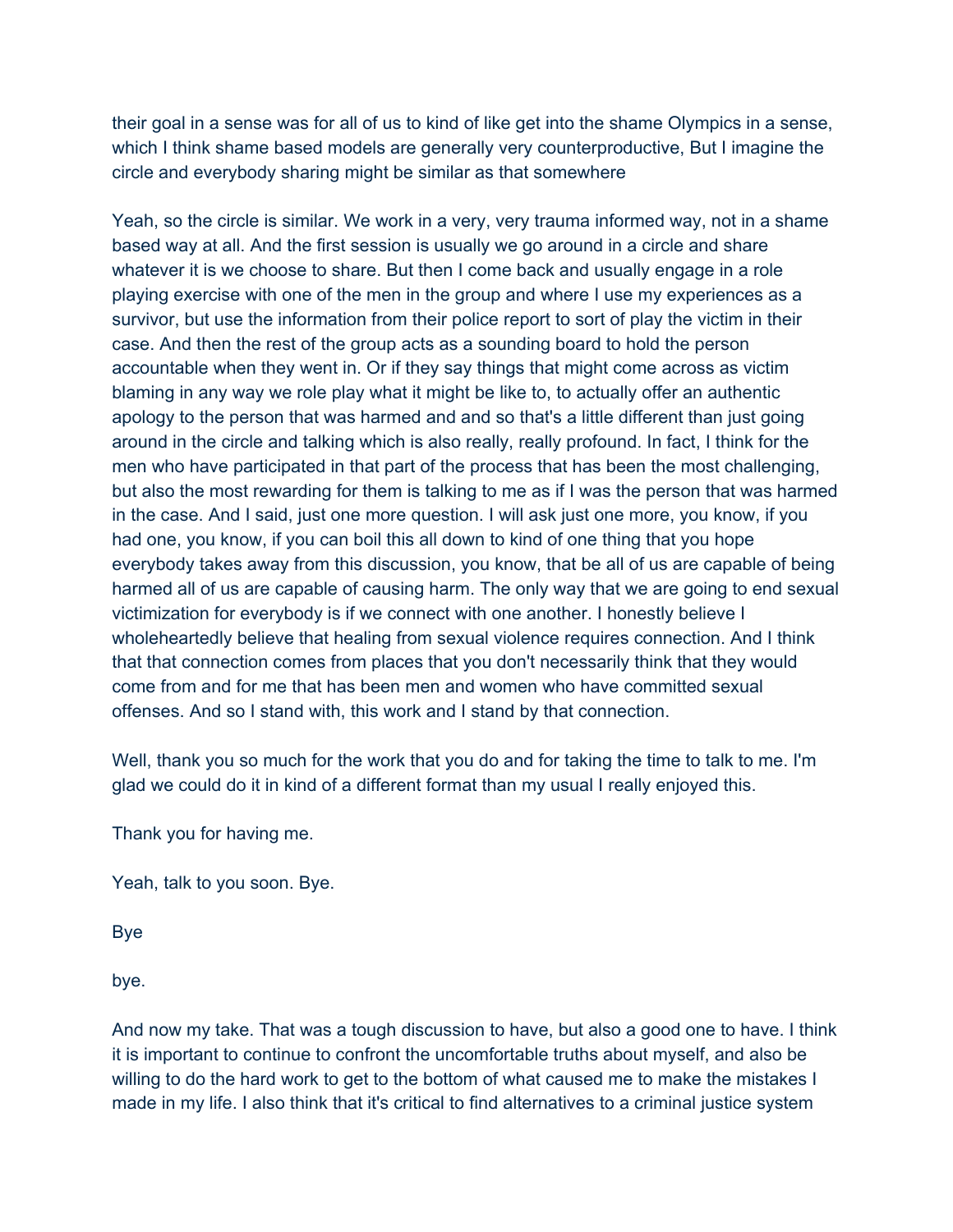their goal in a sense was for all of us to kind of like get into the shame Olympics in a sense, which I think shame based models are generally very counterproductive, But I imagine the circle and everybody sharing might be similar as that somewhere

Yeah, so the circle is similar. We work in a very, very trauma informed way, not in a shame based way at all. And the first session is usually we go around in a circle and share whatever it is we choose to share. But then I come back and usually engage in a role playing exercise with one of the men in the group and where I use my experiences as a survivor, but use the information from their police report to sort of play the victim in their case. And then the rest of the group acts as a sounding board to hold the person accountable when they went in. Or if they say things that might come across as victim blaming in any way we role play what it might be like to, to actually offer an authentic apology to the person that was harmed and and so that's a little different than just going around in the circle and talking which is also really, really profound. In fact, I think for the men who have participated in that part of the process that has been the most challenging, but also the most rewarding for them is talking to me as if I was the person that was harmed in the case. And I said, just one more question. I will ask just one more, you know, if you had one, you know, if you can boil this all down to kind of one thing that you hope everybody takes away from this discussion, you know, that be all of us are capable of being harmed all of us are capable of causing harm. The only way that we are going to end sexual victimization for everybody is if we connect with one another. I honestly believe I wholeheartedly believe that healing from sexual violence requires connection. And I think that that connection comes from places that you don't necessarily think that they would come from and for me that has been men and women who have committed sexual offenses. And so I stand with, this work and I stand by that connection.

Well, thank you so much for the work that you do and for taking the time to talk to me. I'm glad we could do it in kind of a different format than my usual I really enjoyed this.

Thank you for having me.

Yeah, talk to you soon. Bye.

Bye

bye.

And now my take. That was a tough discussion to have, but also a good one to have. I think it is important to continue to confront the uncomfortable truths about myself, and also be willing to do the hard work to get to the bottom of what caused me to make the mistakes I made in my life. I also think that it's critical to find alternatives to a criminal justice system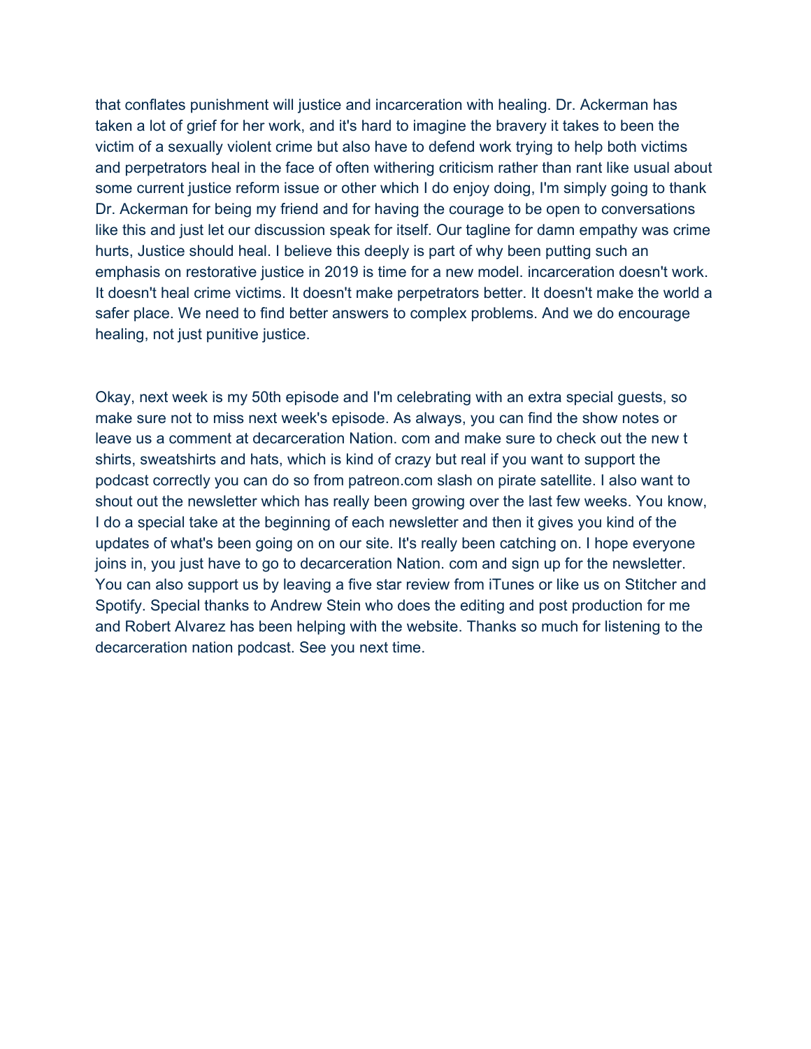that conflates punishment will justice and incarceration with healing. Dr. Ackerman has taken a lot of grief for her work, and it's hard to imagine the bravery it takes to been the victim of a sexually violent crime but also have to defend work trying to help both victims and perpetrators heal in the face of often withering criticism rather than rant like usual about some current justice reform issue or other which I do enjoy doing, I'm simply going to thank Dr. Ackerman for being my friend and for having the courage to be open to conversations like this and just let our discussion speak for itself. Our tagline for damn empathy was crime hurts, Justice should heal. I believe this deeply is part of why been putting such an emphasis on restorative justice in 2019 is time for a new model. incarceration doesn't work. It doesn't heal crime victims. It doesn't make perpetrators better. It doesn't make the world a safer place. We need to find better answers to complex problems. And we do encourage healing, not just punitive justice.

Okay, next week is my 50th episode and I'm celebrating with an extra special guests, so make sure not to miss next week's episode. As always, you can find the show notes or leave us a comment at decarceration Nation. com and make sure to check out the new t shirts, sweatshirts and hats, which is kind of crazy but real if you want to support the podcast correctly you can do so from patreon.com slash on pirate satellite. I also want to shout out the newsletter which has really been growing over the last few weeks. You know, I do a special take at the beginning of each newsletter and then it gives you kind of the updates of what's been going on on our site. It's really been catching on. I hope everyone joins in, you just have to go to decarceration Nation. com and sign up for the newsletter. You can also support us by leaving a five star review from iTunes or like us on Stitcher and Spotify. Special thanks to Andrew Stein who does the editing and post production for me and Robert Alvarez has been helping with the website. Thanks so much for listening to the decarceration nation podcast. See you next time.